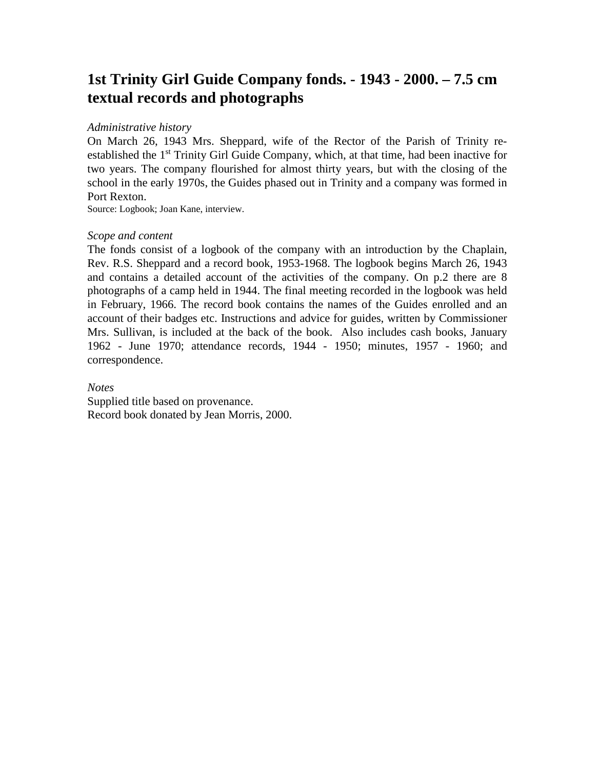# 1st Trinity Girl Guide Company fonds. - 1943 - 2000. – 7.5 cm textual records and photographs

*Administrative history*

On March 26, 1943 Mrs. Sheppard, wife of the Rector of the Parish of Trinity re-established the 1st Trinity Girl Guide Company, which, at that time, had been inactive for two years. The company flourished for almost thirty years, but with the closing of the school in the early 1970s, the Guides phased out in Trinity and a company was formed in Port Rexton.

Source: Logbook; Joan Kane, interview.

*Scope and content*

The fonds consist of a logbook of the company with an introduction by the Chaplain, Rev. R.S. Sheppard and a record book, 1953-1968. The logbook begins March 26, 1943 and contains a detailed account of the activities of the company. On p.2 there are 8 photographs of a camp held in 1944. The final meeting recorded in the logbook was held in February, 1966. The record book contains the names of the Guides enrolled and an account of their badges etc. Instructions and advice for guides, written by Commissioner Mrs. Sullivan, is included at the back of the book. Also includes cash books, January 1962 - June 1970; attendance records, 1944 - 1950; minutes, 1957 - 1960; and correspondence.

*Notes*

Supplied title based on provenance.

Record book donated by Jean Morris, 2000.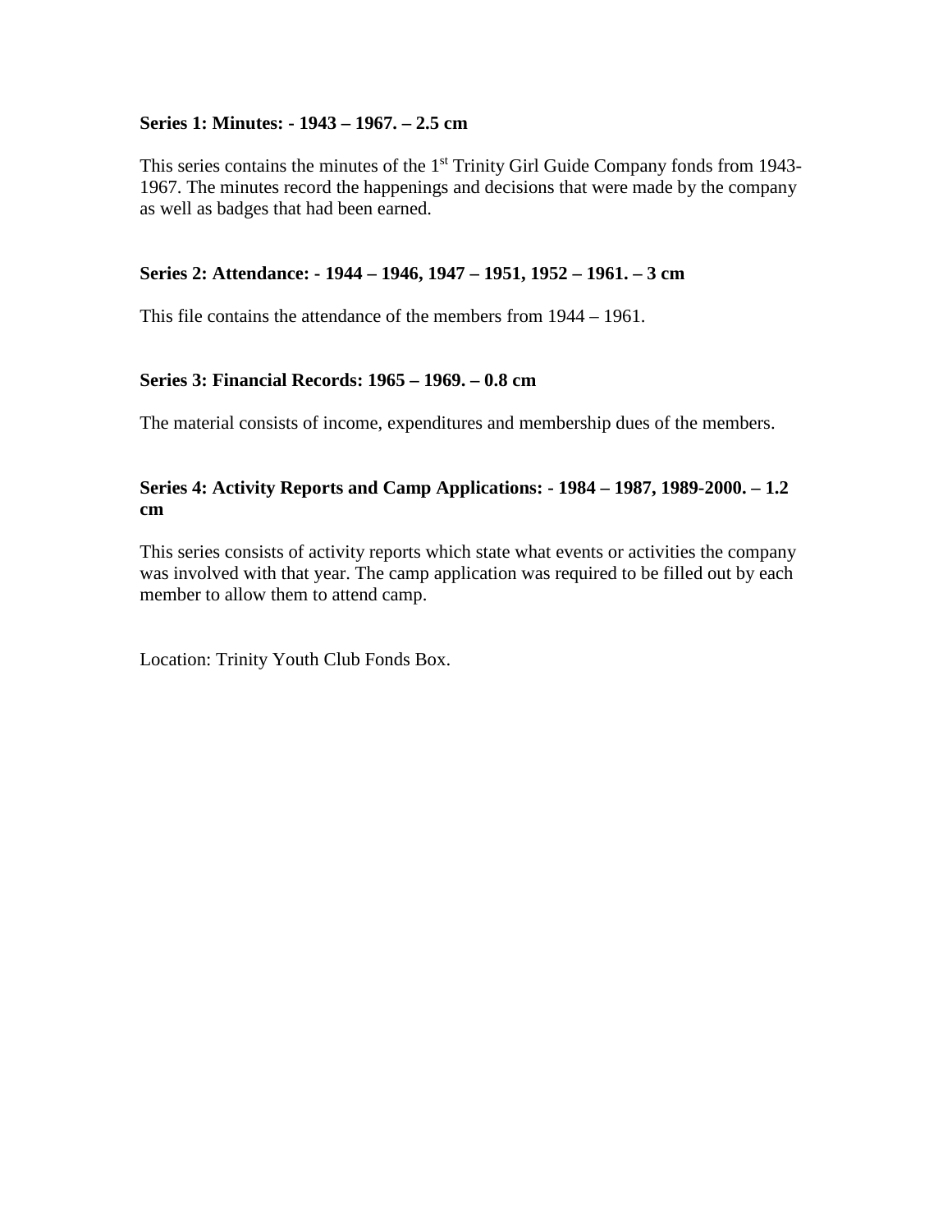**Series 1: Minutes: - 1943 – 1967. – 2.5 cm**

This series contains the minutes of the 1st Trinity Girl Guide Company fonds from 1943-1967. The minutes record the happenings and decisions that were made by the company as well as badges that had been earned.

**Series 2: Attendance: - 1944 – 1946, 1947 – 1951, 1952 – 1961. – 3 cm**

This file contains the attendance of the members from 1944 – 1961.

**Series 3: Financial Records: 1965 – 1969. – 0.8 cm**

The material consists of income, expenditures and membership dues of the members.

**Series 4: Activity Reports and Camp Applications: - 1984 – 1987, 1989-2000. – 1.2 cm**

This series consists of activity reports which state what events or activities the company was involved with that year. The camp application was required to be filled out by each member to allow them to attend camp.

Location: Trinity Youth Club Fonds Box.